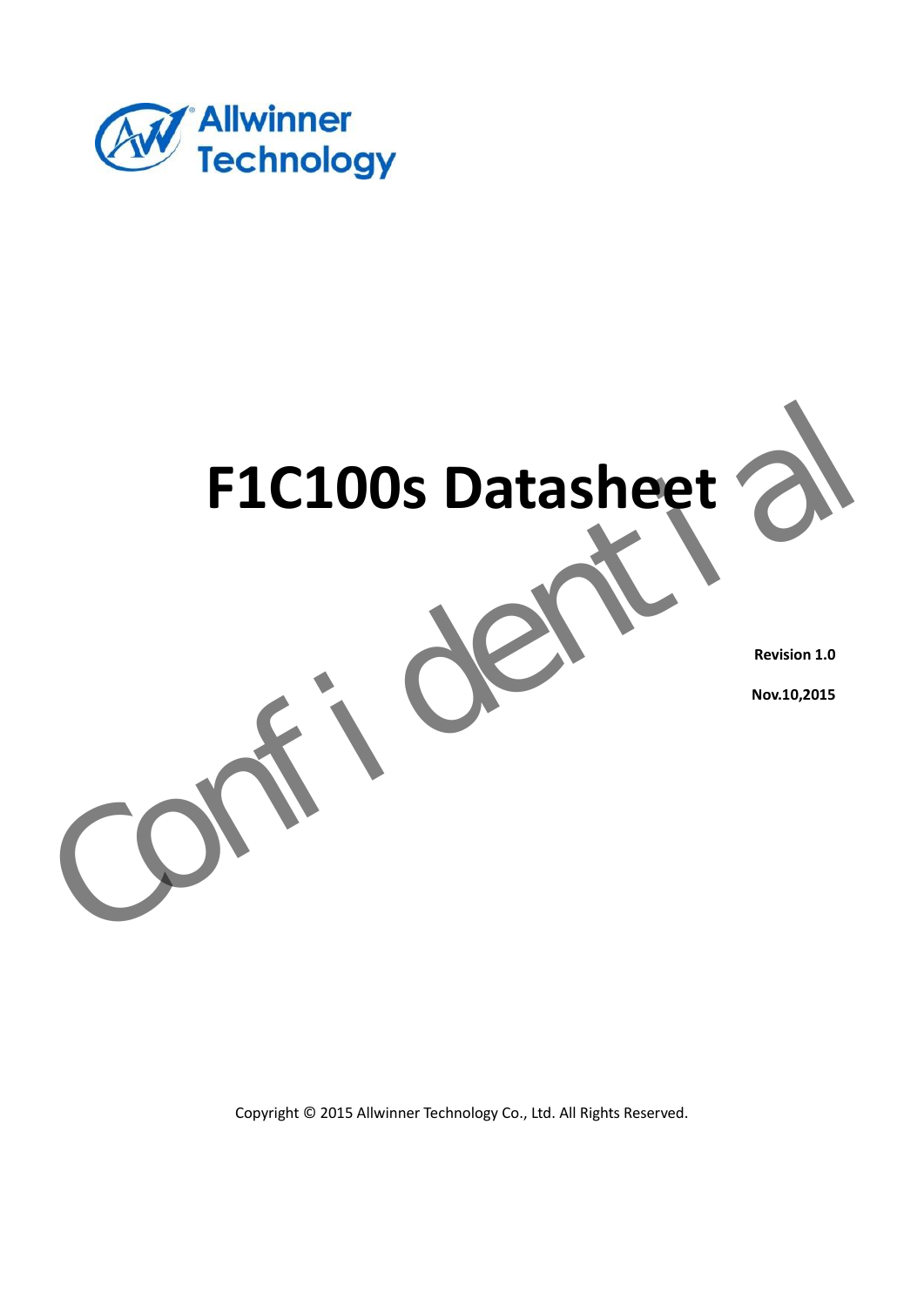Allwinner Technology

# F1C100s Datasheet

**Revision 1.0**

**Nov.10,2015**

Confidential

Copyright © 2015 Allwinner Technology Co., Ltd. All Rights Reserved.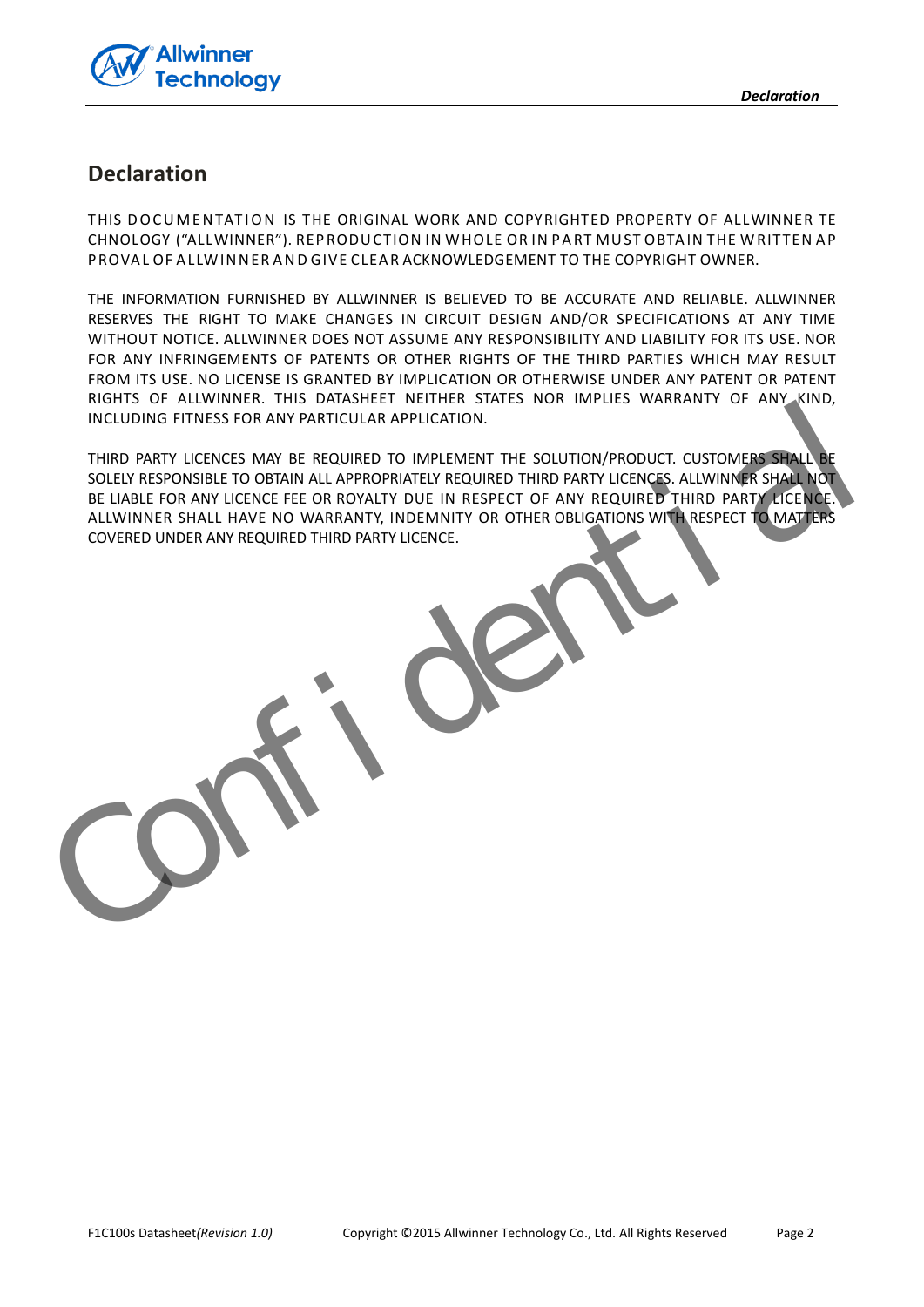# Declaration

THIS DOCUMENTATION IS THE ORIGINAL WORK AND COPYRIGHTED PROPERTY OF ALLWINNER TECHNOLOGY ("ALLWINNER"). REPRODUCTION IN WHOLE OR IN PART MUST OBTAIN THE WRITTEN APPROVAL OF ALLWINNER AND GIVE CLEAR ACKNOWLEDGEMENT TO THE COPYRIGHT OWNER.

THE INFORMATION FURNISHED BY ALLWINNER IS BELIEVED TO BE ACCURATE AND RELIABLE. ALLWINNER RESERVES THE RIGHT TO MAKE CHANGES IN CIRCUIT DESIGN AND/OR SPECIFICATIONS AT ANY TIME WITHOUT NOTICE. ALLWINNER DOES NOT ASSUME ANY RESPONSIBILITY AND LIABILITY FOR ITS USE. NOR FOR ANY INFRINGEMENTS OF PATENTS OR OTHER RIGHTS OF THE THIRD PARTIES WHICH MAY RESULT FROM ITS USE. NO LICENSE IS GRANTED BY IMPLICATION OR OTHERWISE UNDER ANY PATENT OR PATENT RIGHTS OF ALLWINNER. THIS DATASHEET NEITHER STATES NOR IMPLIES WARRANTY OF ANY KIND, INCLUDING FITNESS FOR ANY PARTICULAR APPLICATION.

THIRD PARTY LICENCES MAY BE REQUIRED TO IMPLEMENT THE SOLUTION/PRODUCT. CUSTOMERS SHALL BE SOLELY RESPONSIBLE TO OBTAIN ALL APPROPRIATELY REQUIRED THIRD PARTY LICENCES. ALLWINNER SHALL NOT BE LIABLE FOR ANY LICENCE FEE OR ROYALTY DUE IN RESPECT OF ANY REQUIRED THIRD PARTY LICENCE. ALLWINNER SHALL HAVE NO WARRANTY, INDEMNITY OR OTHER OBLIGATIONS WITH RESPECT TO MATTERS COVERED UNDER ANY REQUIRED THIRD PARTY LICENCE.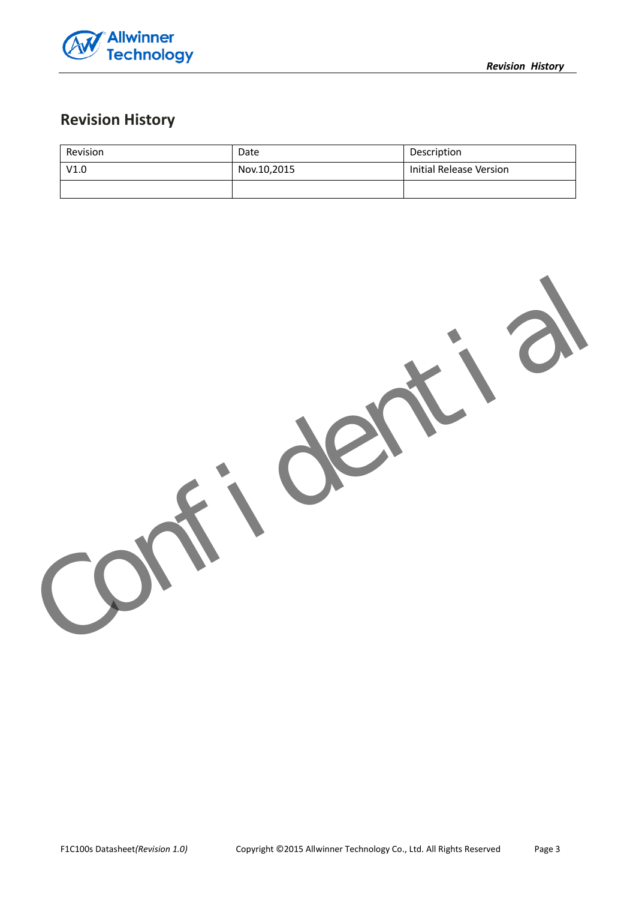## Revision History

| Revision | Date | Description |
| --- | --- | --- |
| V1.0 | Nov.10,2015 | Initial Release Version |
| | | |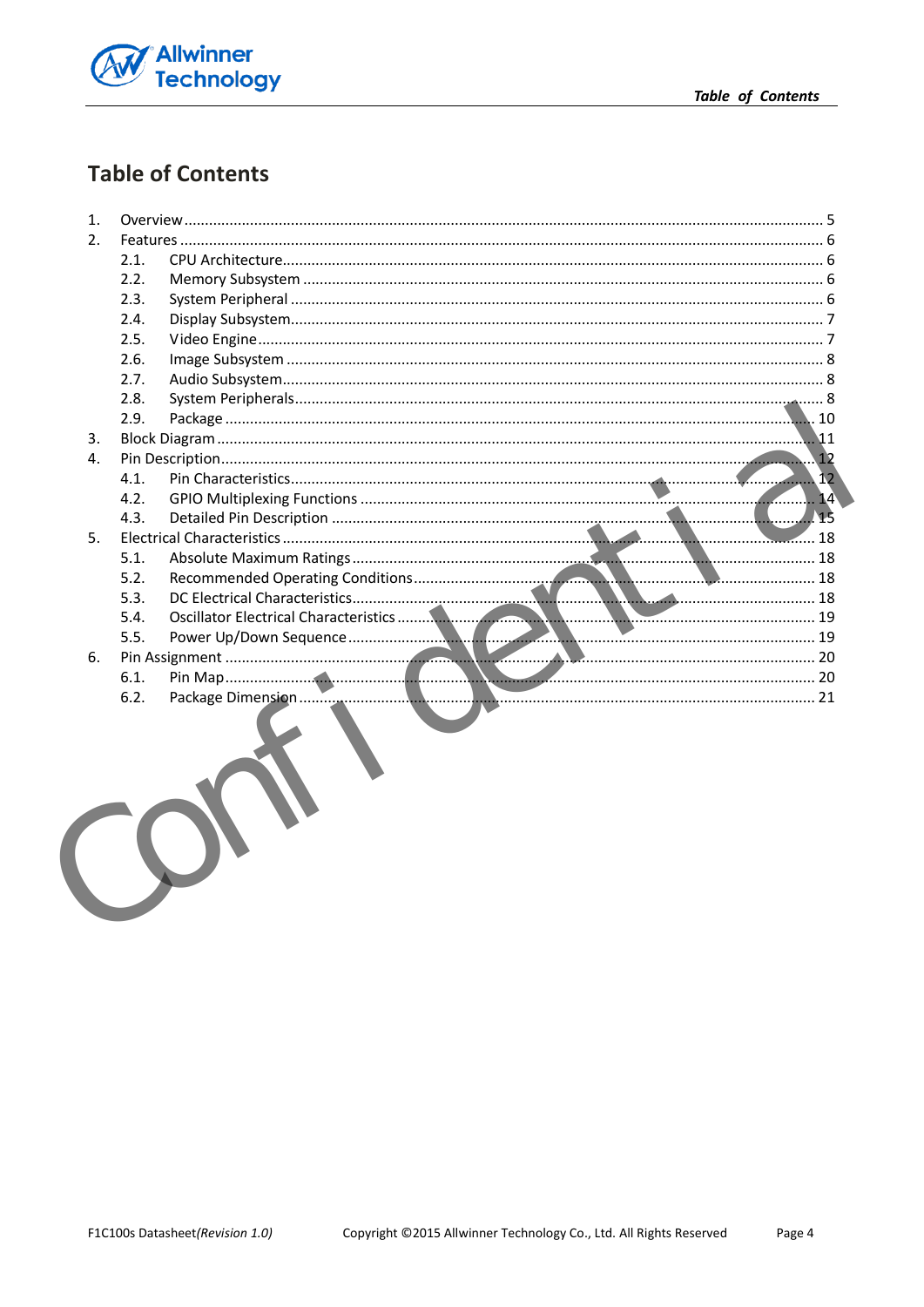# Table of Contents

1. Overview ........ 5
2. Features ........ 6
   - 2.1. CPU Architecture ........ 6
   - 2.2. Memory Subsystem ........ 6
   - 2.3. System Peripheral ........ 6
   - 2.4. Display Subsystem ........ 7
   - 2.5. Video Engine ........ 7
   - 2.6. Image Subsystem ........ 8
   - 2.7. Audio Subsystem ........ 8
   - 2.8. System Peripherals ........ 8
   - 2.9. Package ........ 10
3. Block Diagram ........ 11
4. Pin Description ........ 12
   - 4.1. Pin Characteristics ........ 12
   - 4.2. GPIO Multiplexing Functions ........ 14
   - 4.3. Detailed Pin Description ........ 15
5. Electrical Characteristics ........ 18
   - 5.1. Absolute Maximum Ratings ........ 18
   - 5.2. Recommended Operating Conditions ........ 18
   - 5.3. DC Electrical Characteristics ........ 18
   - 5.4. Oscillator Electrical Characteristics ........ 19
   - 5.5. Power Up/Down Sequence ........ 19
6. Pin Assignment ........ 20
   - 6.1. Pin Map ........ 20
   - 6.2. Package Dimension ........ 21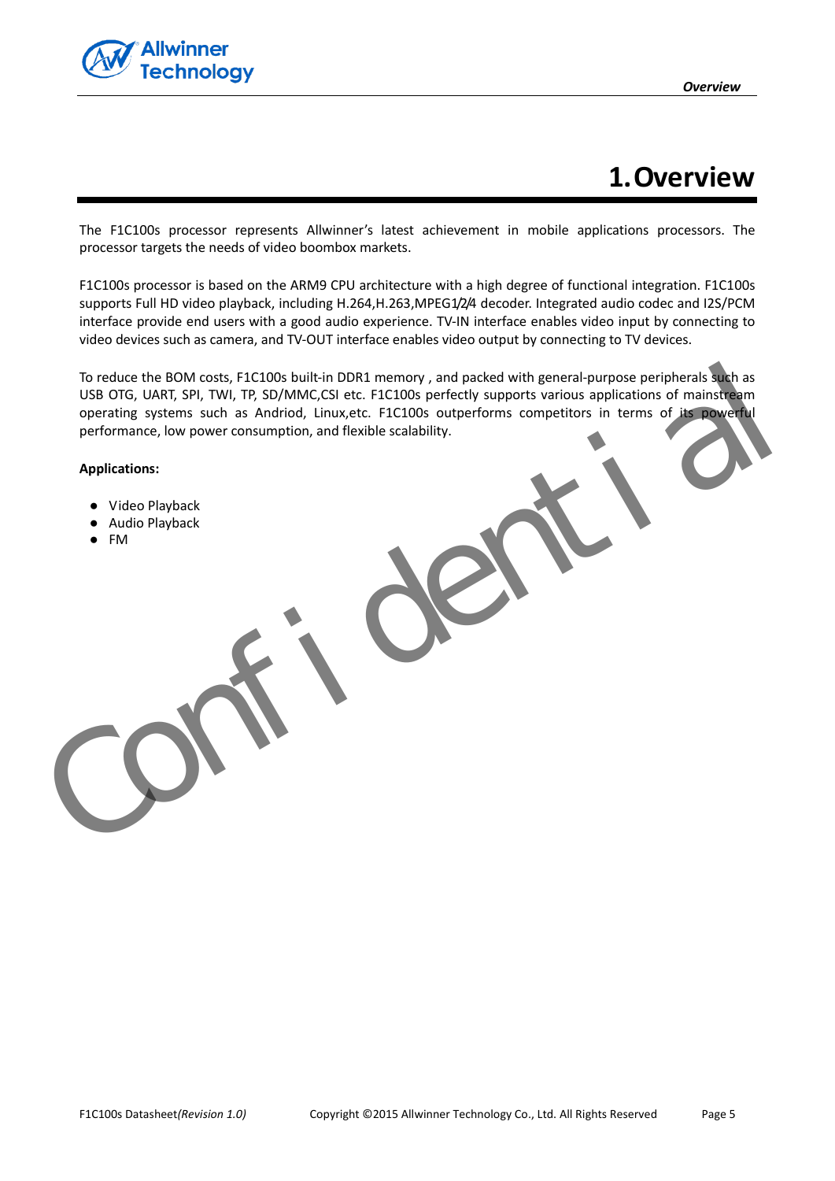# 1. Overview

The F1C100s processor represents Allwinner's latest achievement in mobile applications processors. The processor targets the needs of video boombox markets.

F1C100s processor is based on the ARM9 CPU architecture with a high degree of functional integration. F1C100s supports Full HD video playback, including H.264,H.263,MPEG1/2/4 decoder. Integrated audio codec and I2S/PCM interface provide end users with a good audio experience. TV-IN interface enables video input by connecting to video devices such as camera, and TV-OUT interface enables video output by connecting to TV devices.

To reduce the BOM costs, F1C100s built-in DDR1 memory , and packed with general-purpose peripherals such as USB OTG, UART, SPI, TWI, TP, SD/MMC,CSI etc. F1C100s perfectly supports various applications of mainstream operating systems such as Andriod, Linux,etc. F1C100s outperforms competitors in terms of its powerful performance, low power consumption, and flexible scalability.

**Applications:**

- Video Playback
- Audio Playback
- FM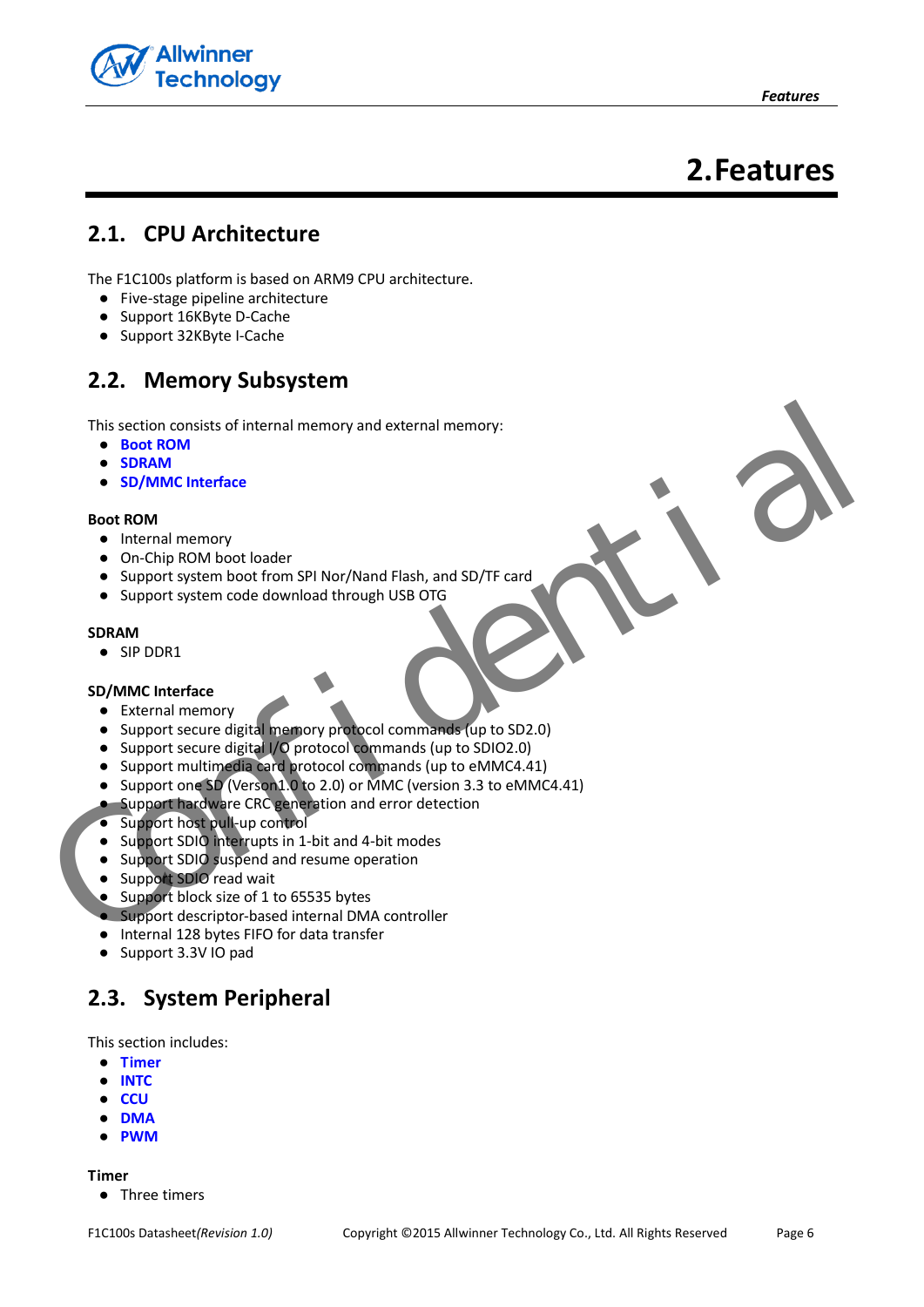# 2.Features

## 2.1. CPU Architecture

The F1C100s platform is based on ARM9 CPU architecture.

- Five-stage pipeline architecture
- Support 16KByte D-Cache
- Support 32KByte I-Cache

## 2.2. Memory Subsystem

This section consists of internal memory and external memory:

- **Boot ROM**
- **SDRAM**
- **SD/MMC Interface**

**Boot ROM**

- Internal memory
- On-Chip ROM boot loader
- Support system boot from SPI Nor/Nand Flash, and SD/TF card
- Support system code download through USB OTG

**SDRAM**

- SIP DDR1

**SD/MMC Interface**

- External memory
- Support secure digital memory protocol commands (up to SD2.0)
- Support secure digital I/O protocol commands (up to SDIO2.0)
- Support multimedia card protocol commands (up to eMMC4.41)
- Support one SD (Verson1.0 to 2.0) or MMC (version 3.3 to eMMC4.41)
- Support hardware CRC generation and error detection
- Support host pull-up control
- Support SDIO interrupts in 1-bit and 4-bit modes
- Support SDIO suspend and resume operation
- Support SDIO read wait
- Support block size of 1 to 65535 bytes
- Support descriptor-based internal DMA controller
- Internal 128 bytes FIFO for data transfer
- Support 3.3V IO pad

## 2.3. System Peripheral

This section includes:

- **Timer**
- **INTC**
- **CCU**
- **DMA**
- **PWM**

**Timer**

- Three timers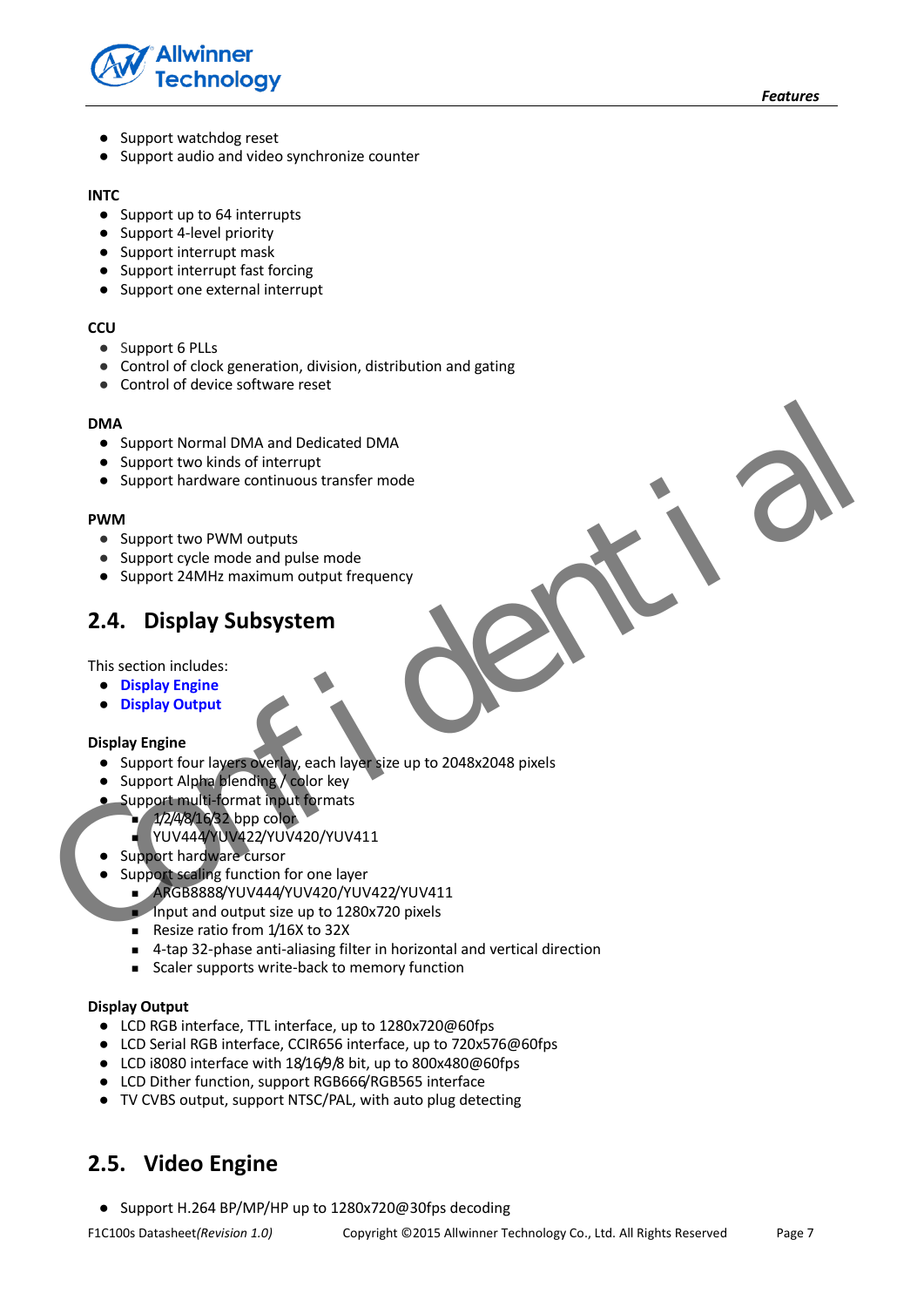- Support watchdog reset
- Support audio and video synchronize counter

**INTC**

- Support up to 64 interrupts
- Support 4-level priority
- Support interrupt mask
- Support interrupt fast forcing
- Support one external interrupt

**CCU**

- Support 6 PLLs
- Control of clock generation, division, distribution and gating
- Control of device software reset

**DMA**

- Support Normal DMA and Dedicated DMA
- Support two kinds of interrupt
- Support hardware continuous transfer mode

**PWM**

- Support two PWM outputs
- Support cycle mode and pulse mode
- Support 24MHz maximum output frequency

## 2.4. Display Subsystem

This section includes:

- **Display Engine**
- **Display Output**

**Display Engine**

- Support four layers overlay, each layer size up to 2048x2048 pixels
- Support Alpha blending / color key
- Support multi-format input formats
  - 1/2/4/8/16/32 bpp color
  - YUV444/YUV422/YUV420/YUV411
- Support hardware cursor
- Support scaling function for one layer
  - ARGB8888/YUV444/YUV420/YUV422/YUV411
  - Input and output size up to 1280x720 pixels
  - Resize ratio from 1/16X to 32X
  - 4-tap 32-phase anti-aliasing filter in horizontal and vertical direction
  - Scaler supports write-back to memory function

**Display Output**

- LCD RGB interface, TTL interface, up to 1280x720@60fps
- LCD Serial RGB interface, CCIR656 interface, up to 720x576@60fps
- LCD i8080 interface with 18/16/9/8 bit, up to 800x480@60fps
- LCD Dither function, support RGB666/RGB565 interface
- TV CVBS output, support NTSC/PAL, with auto plug detecting

## 2.5. Video Engine

- Support H.264 BP/MP/HP up to 1280x720@30fps decoding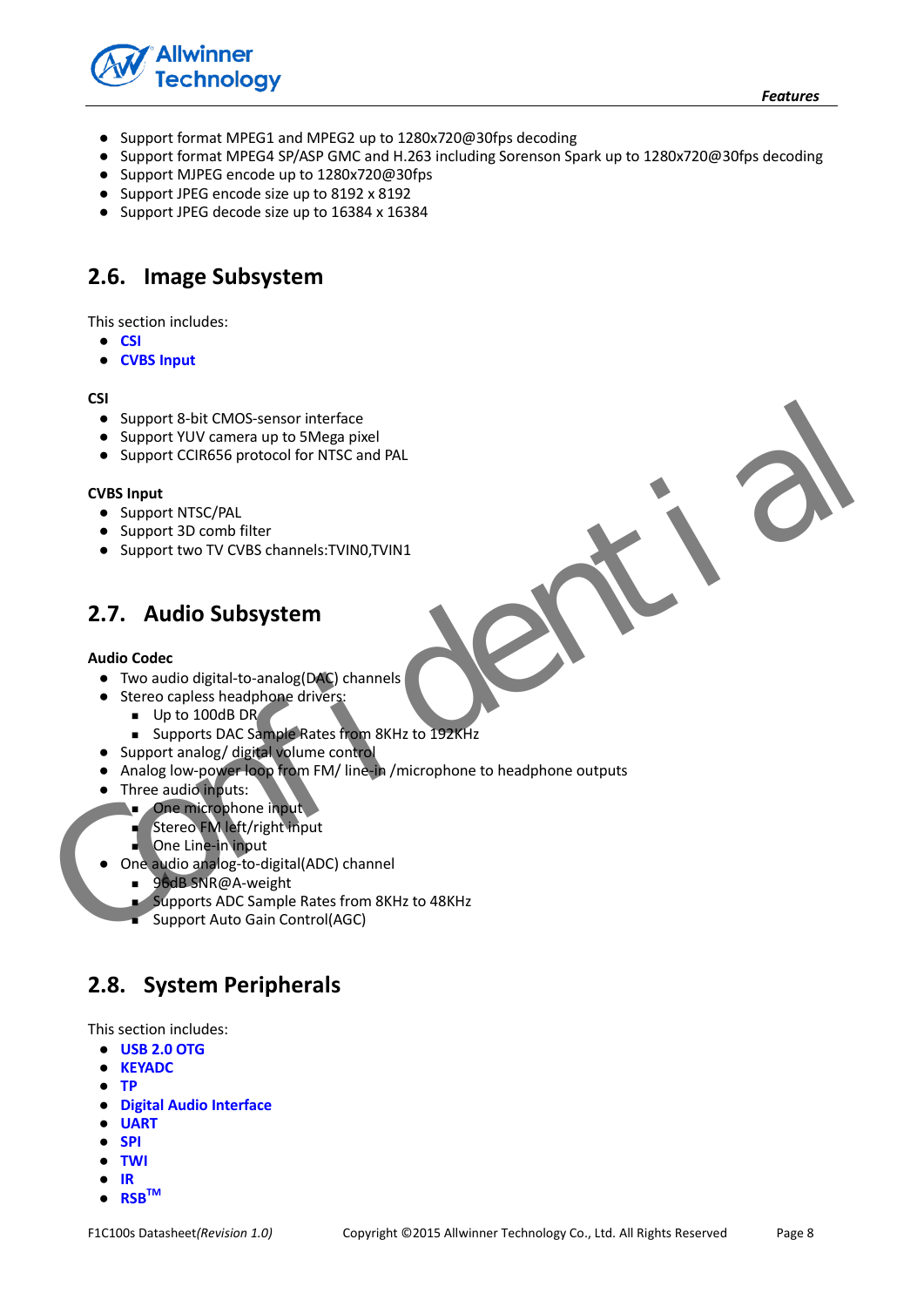- Support format MPEG1 and MPEG2 up to 1280x720@30fps decoding
- Support format MPEG4 SP/ASP GMC and H.263 including Sorenson Spark up to 1280x720@30fps decoding
- Support MJPEG encode up to 1280x720@30fps
- Support JPEG encode size up to 8192 x 8192
- Support JPEG decode size up to 16384 x 16384

## 2.6. Image Subsystem

This section includes:

- **CSI**
- **CVBS Input**

**CSI**

- Support 8-bit CMOS-sensor interface
- Support YUV camera up to 5Mega pixel
- Support CCIR656 protocol for NTSC and PAL

**CVBS Input**

- Support NTSC/PAL
- Support 3D comb filter
- Support two TV CVBS channels:TVIN0,TVIN1

## 2.7. Audio Subsystem

**Audio Codec**

- Two audio digital-to-analog(DAC) channels
- Stereo capless headphone drivers:
  - Up to 100dB DR
  - Supports DAC Sample Rates from 8KHz to 192KHz
- Support analog/ digital volume control
- Analog low-power loop from FM/ line-in /microphone to headphone outputs
- Three audio inputs:
  - One microphone input
  - Stereo FM left/right input
  - One Line-in input
- One audio analog-to-digital(ADC) channel
  - 96dB SNR@A-weight
  - Supports ADC Sample Rates from 8KHz to 48KHz
  - Support Auto Gain Control(AGC)

## 2.8. System Peripherals

This section includes:

- **USB 2.0 OTG**
- **KEYADC**
- **TP**
- **Digital Audio Interface**
- **UART**
- **SPI**
- **TWI**
- **IR**
- **RSB™**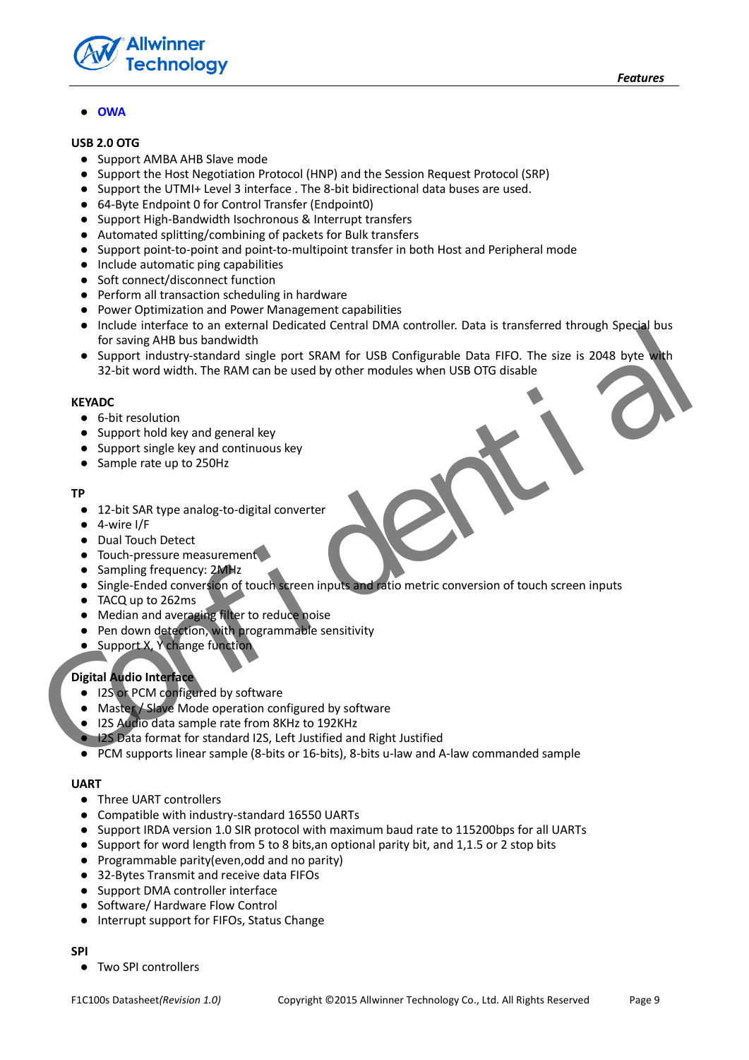- OWA

**USB 2.0 OTG**

- Support AMBA AHB Slave mode
- Support the Host Negotiation Protocol (HNP) and the Session Request Protocol (SRP)
- Support the UTMI+ Level 3 interface . The 8-bit bidirectional data buses are used.
- 64-Byte Endpoint 0 for Control Transfer (Endpoint0)
- Support High-Bandwidth Isochronous & Interrupt transfers
- Automated splitting/combining of packets for Bulk transfers
- Support point-to-point and point-to-multipoint transfer in both Host and Peripheral mode
- Include automatic ping capabilities
- Soft connect/disconnect function
- Perform all transaction scheduling in hardware
- Power Optimization and Power Management capabilities
- Include interface to an external Dedicated Central DMA controller. Data is transferred through Special bus for saving AHB bus bandwidth
- Support industry-standard single port SRAM for USB Configurable Data FIFO. The size is 2048 byte with 32-bit word width. The RAM can be used by other modules when USB OTG disable

**KEYADC**

- 6-bit resolution
- Support hold key and general key
- Support single key and continuous key
- Sample rate up to 250Hz

**TP**

- 12-bit SAR type analog-to-digital converter
- 4-wire I/F
- Dual Touch Detect
- Touch-pressure measurement
- Sampling frequency: 2MHz
- Single-Ended conversion of touch screen inputs and ratio metric conversion of touch screen inputs
- TACQ up to 262ms
- Median and averaging filter to reduce noise
- Pen down detection, with programmable sensitivity
- Support X, Y change function

**Digital Audio Interface**

- I2S or PCM configured by software
- Master / Slave Mode operation configured by software
- I2S Audio data sample rate from 8KHz to 192KHz
- I2S Data format for standard I2S, Left Justified and Right Justified
- PCM supports linear sample (8-bits or 16-bits), 8-bits u-law and A-law commanded sample

**UART**

- Three UART controllers
- Compatible with industry-standard 16550 UARTs
- Support IRDA version 1.0 SIR protocol with maximum baud rate to 115200bps for all UARTs
- Support for word length from 5 to 8 bits,an optional parity bit, and 1,1.5 or 2 stop bits
- Programmable parity(even,odd and no parity)
- 32-Bytes Transmit and receive data FIFOs
- Support DMA controller interface
- Software/ Hardware Flow Control
- Interrupt support for FIFOs, Status Change

**SPI**

- Two SPI controllers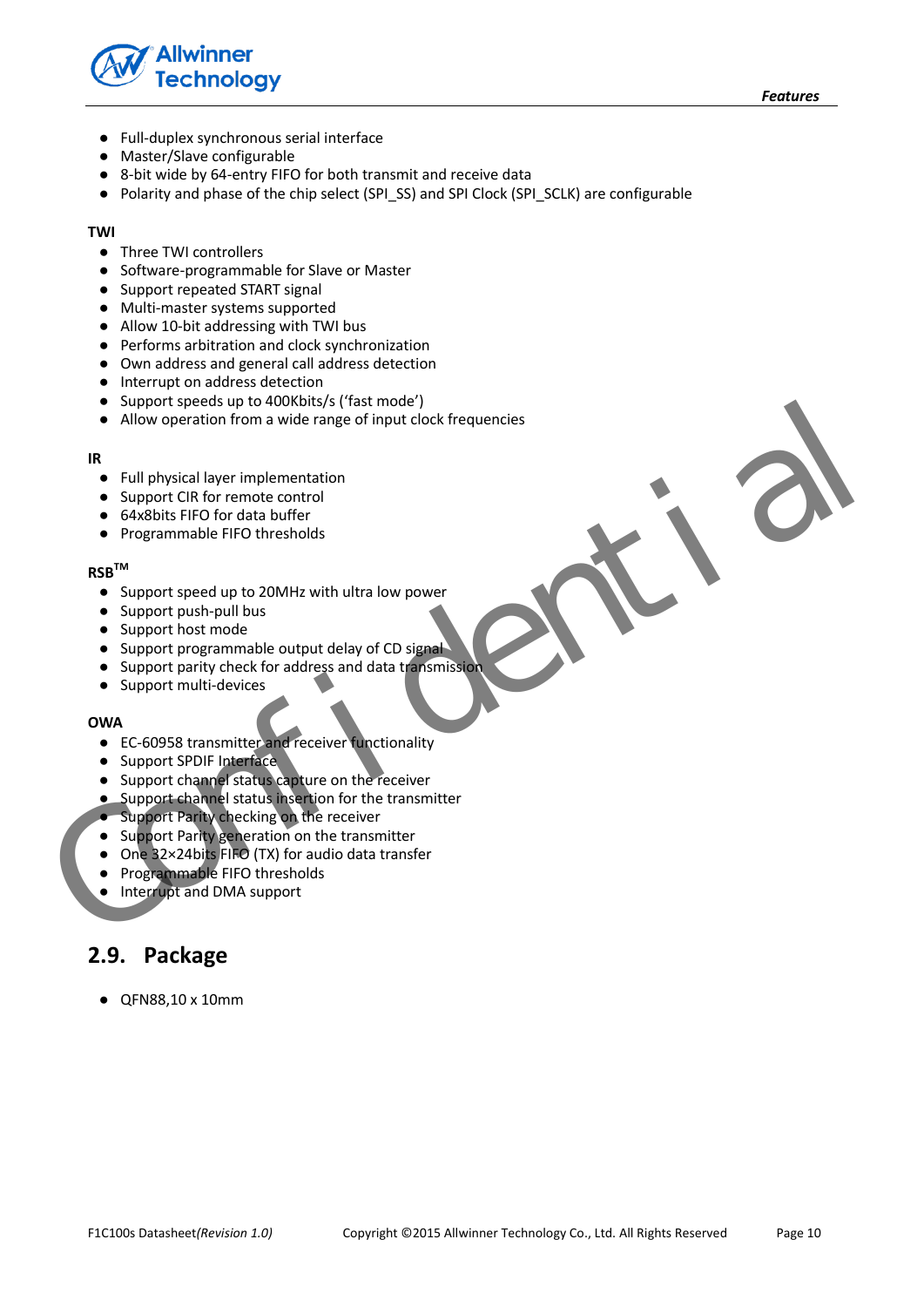- Full-duplex synchronous serial interface
- Master/Slave configurable
- 8-bit wide by 64-entry FIFO for both transmit and receive data
- Polarity and phase of the chip select (SPI_SS) and SPI Clock (SPI_SCLK) are configurable

**TWI**

- Three TWI controllers
- Software-programmable for Slave or Master
- Support repeated START signal
- Multi-master systems supported
- Allow 10-bit addressing with TWI bus
- Performs arbitration and clock synchronization
- Own address and general call address detection
- Interrupt on address detection
- Support speeds up to 400Kbits/s ('fast mode')
- Allow operation from a wide range of input clock frequencies

**IR**

- Full physical layer implementation
- Support CIR for remote control
- 64x8bits FIFO for data buffer
- Programmable FIFO thresholds

**RSB™**

- Support speed up to 20MHz with ultra low power
- Support push-pull bus
- Support host mode
- Support programmable output delay of CD signal
- Support parity check for address and data transmission
- Support multi-devices

**OWA**

- EC-60958 transmitter and receiver functionality
- Support SPDIF Interface
- Support channel status capture on the receiver
- Support channel status insertion for the transmitter
- Support Parity checking on the receiver
- Support Parity generation on the transmitter
- One 32×24bits FIFO (TX) for audio data transfer
- Programmable FIFO thresholds
- Interrupt and DMA support

## 2.9. Package

- QFN88,10 x 10mm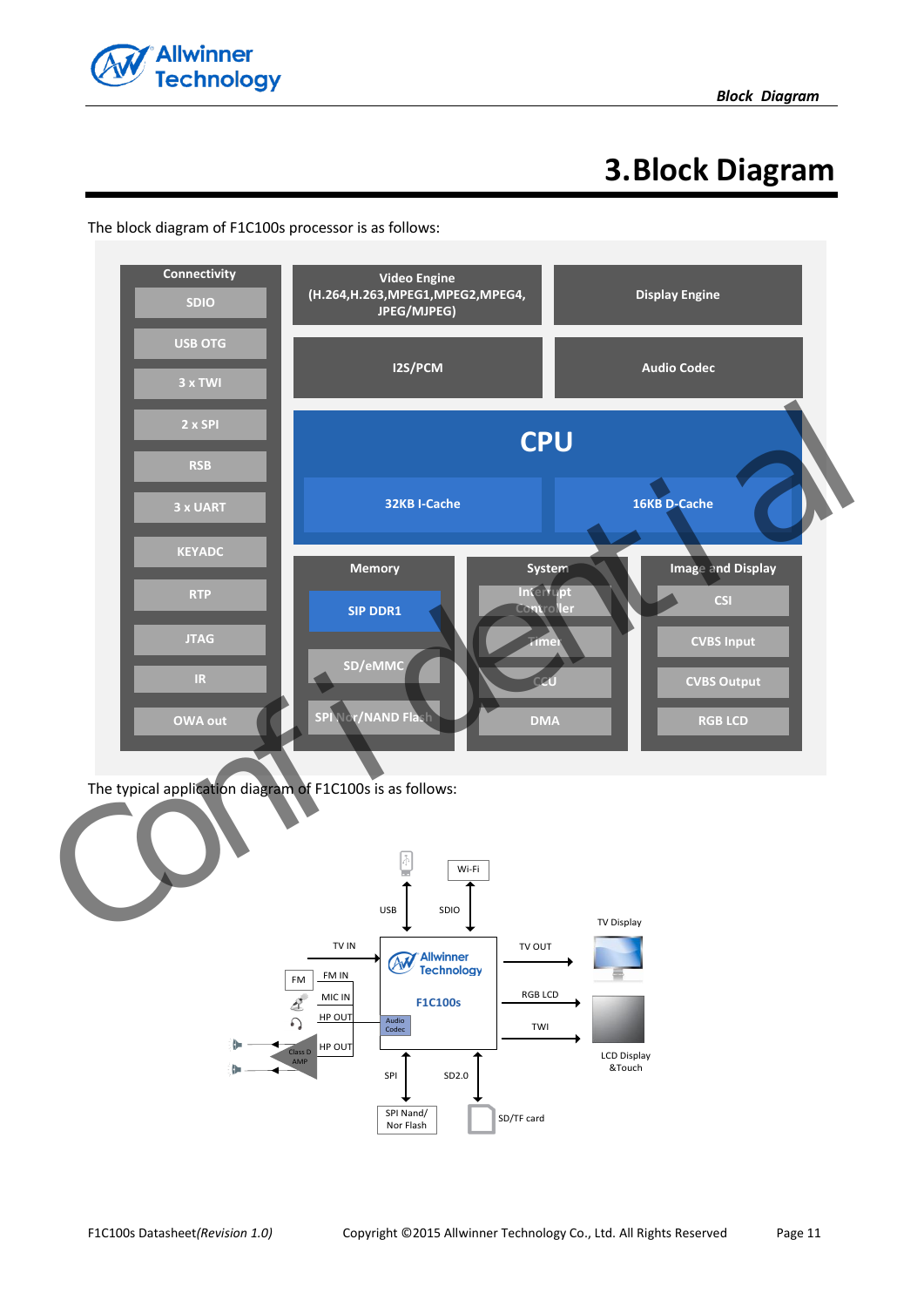# 3. Block Diagram

The block diagram of F1C100s processor is as follows:

The typical application diagram of F1C100s is as follows: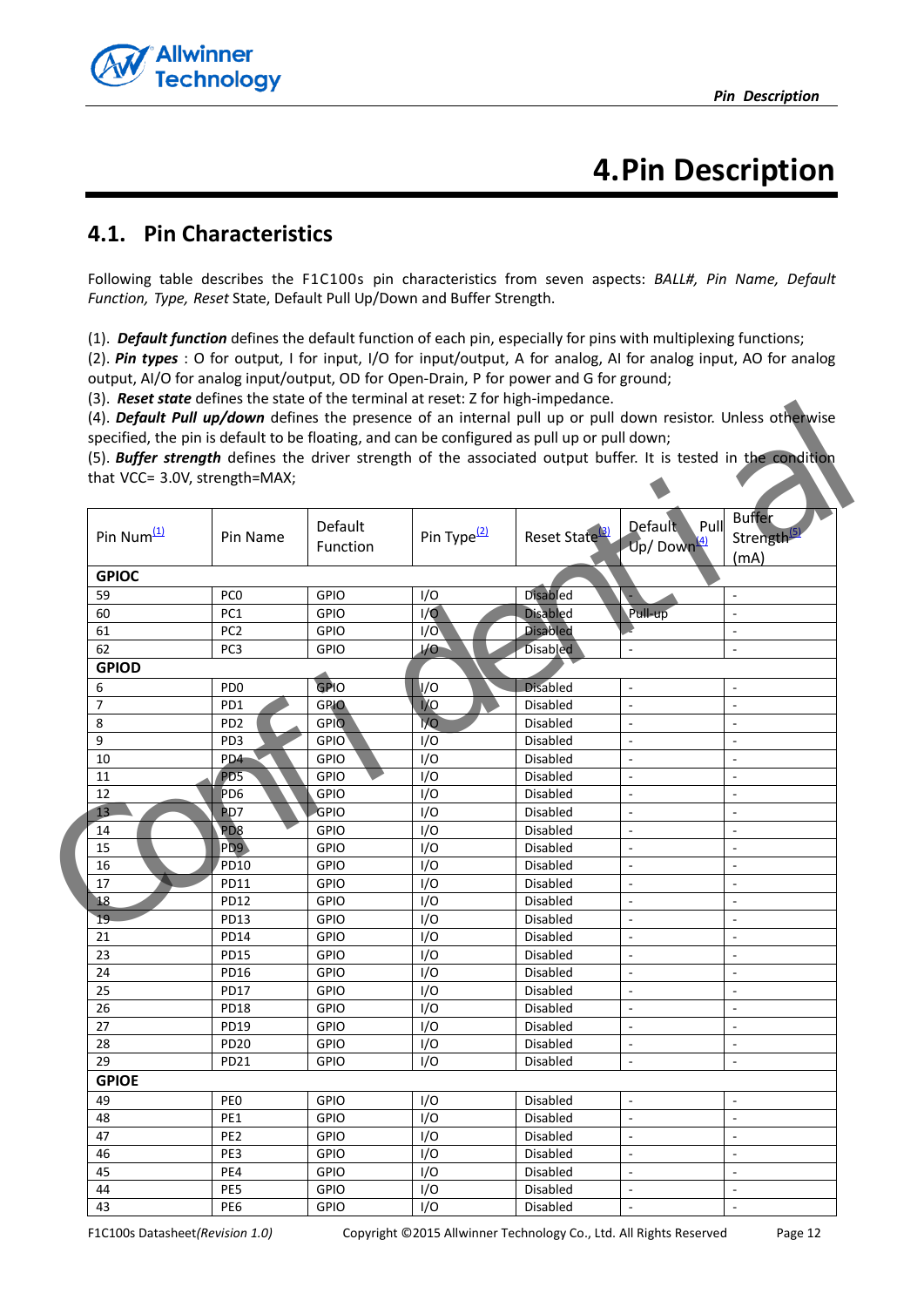// Summary: OCR transcription of page 12 (Pin Description / Pin Characteristics table), omitting header, footer, and "Confidential" watermark.

# 4. Pin Description

## 4.1. Pin Characteristics

Following table describes the F1C100s pin characteristics from seven aspects: *BALL#, Pin Name, Default Function, Type, Reset* State, Default Pull Up/Down and Buffer Strength.

(1). ***Default function*** defines the default function of each pin, especially for pins with multiplexing functions;
(2). ***Pin types*** : O for output, I for input, I/O for input/output, A for analog, AI for analog input, AO for analog output, AI/O for analog input/output, OD for Open-Drain, P for power and G for ground;
(3). ***Reset state*** defines the state of the terminal at reset: Z for high-impedance.
(4). ***Default Pull up/down*** defines the presence of an internal pull up or pull down resistor. Unless otherwise specified, the pin is default to be floating, and can be configured as pull up or pull down;
(5). ***Buffer strength*** defines the driver strength of the associated output buffer. It is tested in the condition that VCC= 3.0V, strength=MAX;

| Pin Num[(1)] | Pin Name | Default Function | Pin Type[(2)] | Reset State[(3)] | Default Pull Up/ Down[(4)] | Buffer Strength[(5)] (mA) |
|---|---|---|---|---|---|---|
| **GPIOC** | | | | | | |
| 59 | PC0 | GPIO | I/O | Disabled | - | - |
| 60 | PC1 | GPIO | I/O | Disabled | Pull-up | - |
| 61 | PC2 | GPIO | I/O | Disabled | - | - |
| 62 | PC3 | GPIO | I/O | Disabled | - | - |
| **GPIOD** | | | | | | |
| 6 | PD0 | GPIO | I/O | Disabled | - | - |
| 7 | PD1 | GPIO | I/O | Disabled | - | - |
| 8 | PD2 | GPIO | I/O | Disabled | - | - |
| 9 | PD3 | GPIO | I/O | Disabled | - | - |
| 10 | PD4 | GPIO | I/O | Disabled | - | - |
| 11 | PD5 | GPIO | I/O | Disabled | - | - |
| 12 | PD6 | GPIO | I/O | Disabled | - | - |
| 13 | PD7 | GPIO | I/O | Disabled | - | - |
| 14 | PD8 | GPIO | I/O | Disabled | - | - |
| 15 | PD9 | GPIO | I/O | Disabled | - | - |
| 16 | PD10 | GPIO | I/O | Disabled | - | - |
| 17 | PD11 | GPIO | I/O | Disabled | - | - |
| 18 | PD12 | GPIO | I/O | Disabled | - | - |
| 19 | PD13 | GPIO | I/O | Disabled | - | - |
| 21 | PD14 | GPIO | I/O | Disabled | - | - |
| 23 | PD15 | GPIO | I/O | Disabled | - | - |
| 24 | PD16 | GPIO | I/O | Disabled | - | - |
| 25 | PD17 | GPIO | I/O | Disabled | - | - |
| 26 | PD18 | GPIO | I/O | Disabled | - | - |
| 27 | PD19 | GPIO | I/O | Disabled | - | - |
| 28 | PD20 | GPIO | I/O | Disabled | - | - |
| 29 | PD21 | GPIO | I/O | Disabled | - | - |
| **GPIOE** | | | | | | |
| 49 | PE0 | GPIO | I/O | Disabled | - | - |
| 48 | PE1 | GPIO | I/O | Disabled | - | - |
| 47 | PE2 | GPIO | I/O | Disabled | - | - |
| 46 | PE3 | GPIO | I/O | Disabled | - | - |
| 45 | PE4 | GPIO | I/O | Disabled | - | - |
| 44 | PE5 | GPIO | I/O | Disabled | - | - |
| 43 | PE6 | GPIO | I/O | Disabled | - | - |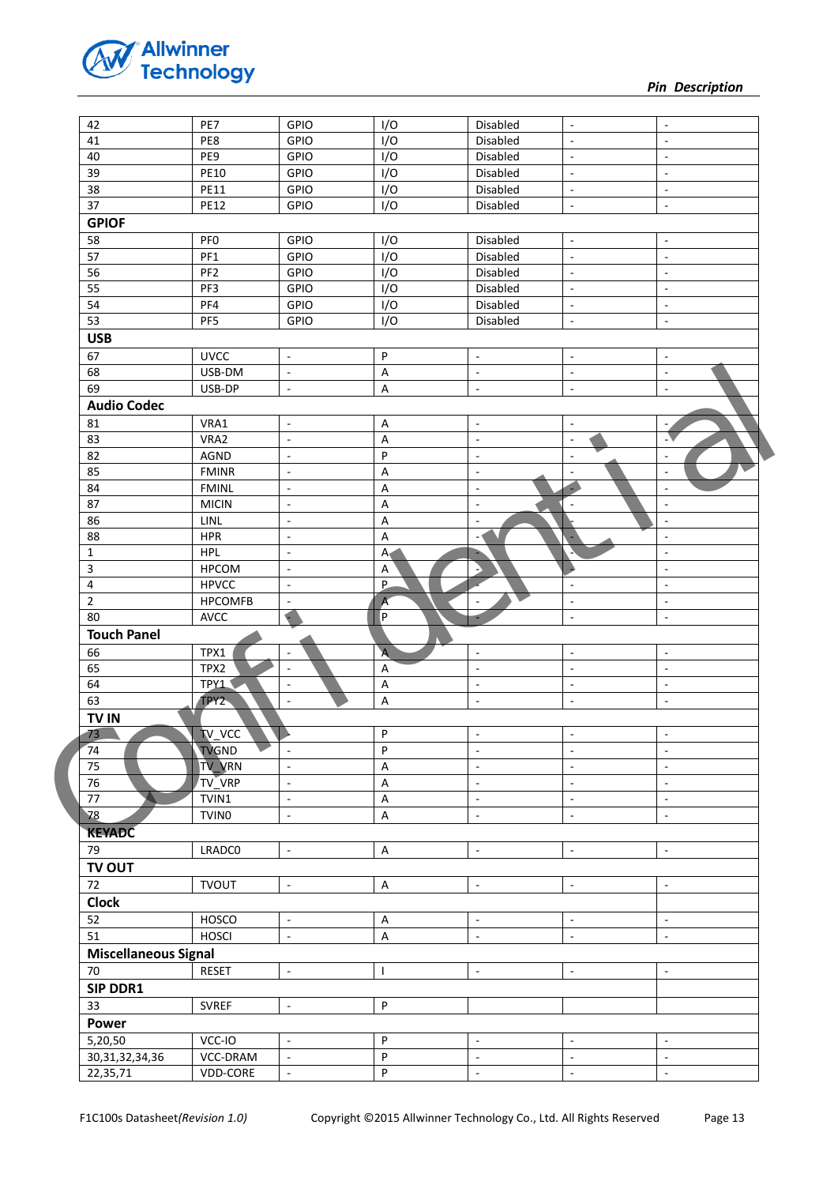| | | | | | | |
|---|---|---|---|---|---|---|
| 42 | PE7 | GPIO | I/O | Disabled | - | - |
| 41 | PE8 | GPIO | I/O | Disabled | - | - |
| 40 | PE9 | GPIO | I/O | Disabled | - | - |
| 39 | PE10 | GPIO | I/O | Disabled | - | - |
| 38 | PE11 | GPIO | I/O | Disabled | - | - |
| 37 | PE12 | GPIO | I/O | Disabled | - | - |
| **GPIOF** | | | | | | |
| 58 | PF0 | GPIO | I/O | Disabled | - | - |
| 57 | PF1 | GPIO | I/O | Disabled | - | - |
| 56 | PF2 | GPIO | I/O | Disabled | - | - |
| 55 | PF3 | GPIO | I/O | Disabled | - | - |
| 54 | PF4 | GPIO | I/O | Disabled | - | - |
| 53 | PF5 | GPIO | I/O | Disabled | - | - |
| **USB** | | | | | | |
| 67 | UVCC | - | P | - | - | - |
| 68 | USB-DM | - | A | - | - | - |
| 69 | USB-DP | - | A | - | - | - |
| **Audio Codec** | | | | | | |
| 81 | VRA1 | - | A | - | - | - |
| 83 | VRA2 | - | A | - | - | - |
| 82 | AGND | - | P | - | - | - |
| 85 | FMINR | - | A | - | - | - |
| 84 | FMINL | - | A | - | - | - |
| 87 | MICIN | - | A | - | - | - |
| 86 | LINL | - | A | - | - | - |
| 88 | HPR | - | A | - | - | - |
| 1 | HPL | - | A | - | - | - |
| 3 | HPCOM | - | A | - | - | - |
| 4 | HPVCC | - | P | - | - | - |
| 2 | HPCOMFB | - | A | - | - | - |
| 80 | AVCC | - | P | - | - | - |
| **Touch Panel** | | | | | | |
| 66 | TPX1 | - | A | - | - | - |
| 65 | TPX2 | - | A | - | - | - |
| 64 | TPY1 | - | A | - | - | - |
| 63 | TPY2 | - | A | - | - | - |
| **TV IN** | | | | | | |
| 73 | TV_VCC | - | P | - | - | - |
| 74 | TVGND | - | P | - | - | - |
| 75 | TV_VRN | - | A | - | - | - |
| 76 | TV_VRP | - | A | - | - | - |
| 77 | TVIN1 | - | A | - | - | - |
| 78 | TVIN0 | - | A | - | - | - |
| **KEYADC** | | | | | | |
| 79 | LRADC0 | - | A | - | - | - |
| **TV OUT** | | | | | | |
| 72 | TVOUT | - | A | - | - | - |
| **Clock** | | | | | | |
| 52 | HOSCO | - | A | - | - | - |
| 51 | HOSCI | - | A | - | - | - |
| **Miscellaneous Signal** | | | | | | |
| 70 | RESET | - | I | - | - | - |
| **SIP DDR1** | | | | | | |
| 33 | SVREF | - | P | | | |
| **Power** | | | | | | |
| 5,20,50 | VCC-IO | - | P | - | - | - |
| 30,31,32,34,36 | VCC-DRAM | - | P | - | - | - |
| 22,35,71 | VDD-CORE | - | P | - | - | - |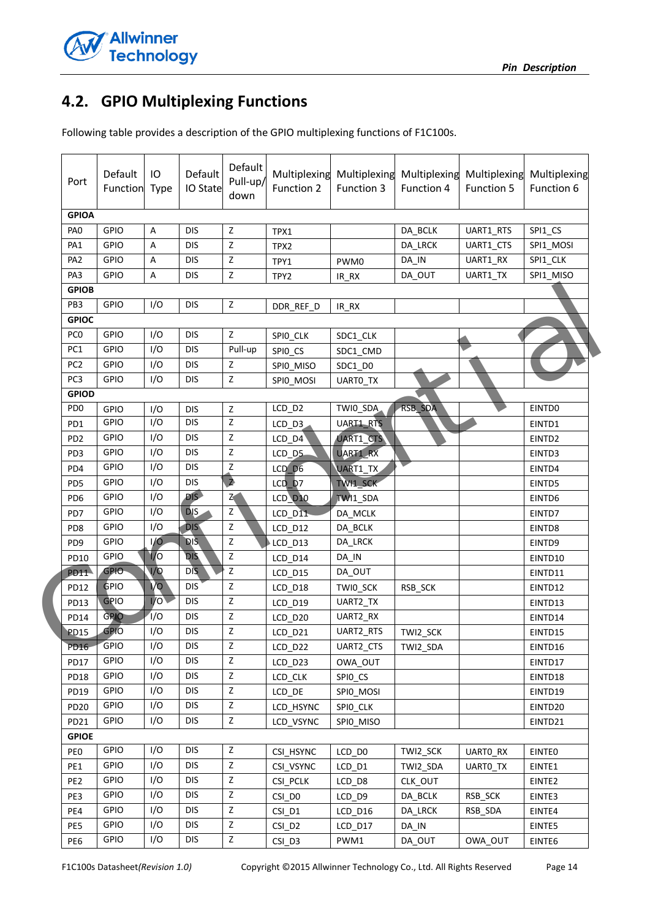## 4.2. GPIO Multiplexing Functions

Following table provides a description of the GPIO multiplexing functions of F1C100s.

| Port | Default Function | IO Type | Default IO State | Default Pull-up/ down | Multiplexing Function 2 | Multiplexing Function 3 | Multiplexing Function 4 | Multiplexing Function 5 | Multiplexing Function 6 |
|---|---|---|---|---|---|---|---|---|---|
| **GPIOA** | | | | | | | | | |
| PA0 | GPIO | A | DIS | Z | TPX1 | | DA_BCLK | UART1_RTS | SPI1_CS |
| PA1 | GPIO | A | DIS | Z | TPX2 | | DA_LRCK | UART1_CTS | SPI1_MOSI |
| PA2 | GPIO | A | DIS | Z | TPY1 | PWM0 | DA_IN | UART1_RX | SPI1_CLK |
| PA3 | GPIO | A | DIS | Z | TPY2 | IR_RX | DA_OUT | UART1_TX | SPI1_MISO |
| **GPIOB** | | | | | | | | | |
| PB3 | GPIO | I/O | DIS | Z | DDR_REF_D | IR_RX | | | |
| **GPIOC** | | | | | | | | | |
| PC0 | GPIO | I/O | DIS | Z | SPI0_CLK | SDC1_CLK | | | |
| PC1 | GPIO | I/O | DIS | Pull-up | SPI0_CS | SDC1_CMD | | | |
| PC2 | GPIO | I/O | DIS | Z | SPI0_MISO | SDC1_D0 | | | |
| PC3 | GPIO | I/O | DIS | Z | SPI0_MOSI | UART0_TX | | | |
| **GPIOD** | | | | | | | | | |
| PD0 | GPIO | I/O | DIS | Z | LCD_D2 | TWI0_SDA | RSB_SDA | | EINTD0 |
| PD1 | GPIO | I/O | DIS | Z | LCD_D3 | UART1_RTS | | | EINTD1 |
| PD2 | GPIO | I/O | DIS | Z | LCD_D4 | UART1_CTS | | | EINTD2 |
| PD3 | GPIO | I/O | DIS | Z | LCD_D5 | UART1_RX | | | EINTD3 |
| PD4 | GPIO | I/O | DIS | Z | LCD_D6 | UART1_TX | | | EINTD4 |
| PD5 | GPIO | I/O | DIS | Z | LCD_D7 | TWI1_SCK | | | EINTD5 |
| PD6 | GPIO | I/O | DIS | Z | LCD_D10 | TWI1_SDA | | | EINTD6 |
| PD7 | GPIO | I/O | DIS | Z | LCD_D11 | DA_MCLK | | | EINTD7 |
| PD8 | GPIO | I/O | DIS | Z | LCD_D12 | DA_BCLK | | | EINTD8 |
| PD9 | GPIO | I/O | DIS | Z | LCD_D13 | DA_LRCK | | | EINTD9 |
| PD10 | GPIO | I/O | DIS | Z | LCD_D14 | DA_IN | | | EINTD10 |
| PD11 | GPIO | I/O | DIS | Z | LCD_D15 | DA_OUT | | | EINTD11 |
| PD12 | GPIO | I/O | DIS | Z | LCD_D18 | TWI0_SCK | RSB_SCK | | EINTD12 |
| PD13 | GPIO | I/O | DIS | Z | LCD_D19 | UART2_TX | | | EINTD13 |
| PD14 | GPIO | I/O | DIS | Z | LCD_D20 | UART2_RX | | | EINTD14 |
| PD15 | GPIO | I/O | DIS | Z | LCD_D21 | UART2_RTS | TWI2_SCK | | EINTD15 |
| PD16 | GPIO | I/O | DIS | Z | LCD_D22 | UART2_CTS | TWI2_SDA | | EINTD16 |
| PD17 | GPIO | I/O | DIS | Z | LCD_D23 | OWA_OUT | | | EINTD17 |
| PD18 | GPIO | I/O | DIS | Z | LCD_CLK | SPI0_CS | | | EINTD18 |
| PD19 | GPIO | I/O | DIS | Z | LCD_DE | SPI0_MOSI | | | EINTD19 |
| PD20 | GPIO | I/O | DIS | Z | LCD_HSYNC | SPI0_CLK | | | EINTD20 |
| PD21 | GPIO | I/O | DIS | Z | LCD_VSYNC | SPI0_MISO | | | EINTD21 |
| **GPIOE** | | | | | | | | | |
| PE0 | GPIO | I/O | DIS | Z | CSI_HSYNC | LCD_D0 | TWI2_SCK | UART0_RX | EINTE0 |
| PE1 | GPIO | I/O | DIS | Z | CSI_VSYNC | LCD_D1 | TWI2_SDA | UART0_TX | EINTE1 |
| PE2 | GPIO | I/O | DIS | Z | CSI_PCLK | LCD_D8 | CLK_OUT | | EINTE2 |
| PE3 | GPIO | I/O | DIS | Z | CSI_D0 | LCD_D9 | DA_BCLK | RSB_SCK | EINTE3 |
| PE4 | GPIO | I/O | DIS | Z | CSI_D1 | LCD_D16 | DA_LRCK | RSB_SDA | EINTE4 |
| PE5 | GPIO | I/O | DIS | Z | CSI_D2 | LCD_D17 | DA_IN | | EINTE5 |
| PE6 | GPIO | I/O | DIS | Z | CSI_D3 | PWM1 | DA_OUT | OWA_OUT | EINTE6 |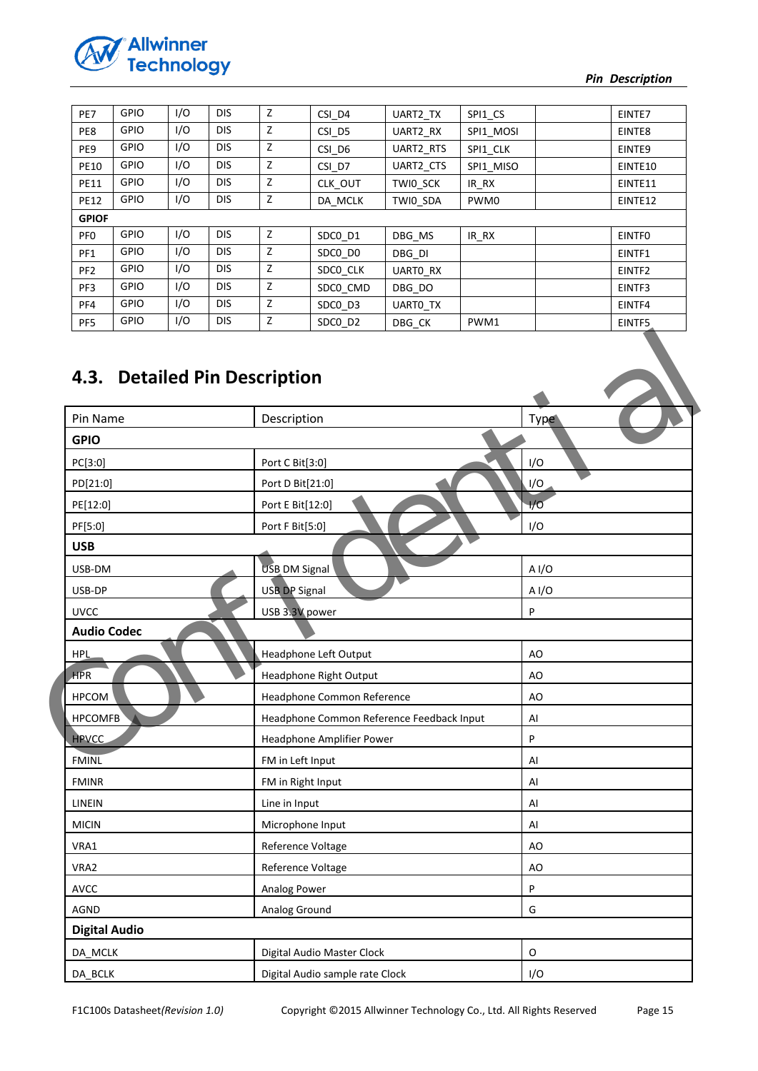| | | | | | | | | | |
|---|---|---|---|---|---|---|---|---|---|
| PE7 | GPIO | I/O | DIS | Z | CSI_D4 | UART2_TX | SPI1_CS | | EINTE7 |
| PE8 | GPIO | I/O | DIS | Z | CSI_D5 | UART2_RX | SPI1_MOSI | | EINTE8 |
| PE9 | GPIO | I/O | DIS | Z | CSI_D6 | UART2_RTS | SPI1_CLK | | EINTE9 |
| PE10 | GPIO | I/O | DIS | Z | CSI_D7 | UART2_CTS | SPI1_MISO | | EINTE10 |
| PE11 | GPIO | I/O | DIS | Z | CLK_OUT | TWI0_SCK | IR_RX | | EINTE11 |
| PE12 | GPIO | I/O | DIS | Z | DA_MCLK | TWI0_SDA | PWM0 | | EINTE12 |
| **GPIOF** | | | | | | | | | |
| PF0 | GPIO | I/O | DIS | Z | SDC0_D1 | DBG_MS | IR_RX | | EINTF0 |
| PF1 | GPIO | I/O | DIS | Z | SDC0_D0 | DBG_DI | | | EINTF1 |
| PF2 | GPIO | I/O | DIS | Z | SDC0_CLK | UART0_RX | | | EINTF2 |
| PF3 | GPIO | I/O | DIS | Z | SDC0_CMD | DBG_DO | | | EINTF3 |
| PF4 | GPIO | I/O | DIS | Z | SDC0_D3 | UART0_TX | | | EINTF4 |
| PF5 | GPIO | I/O | DIS | Z | SDC0_D2 | DBG_CK | PWM1 | | EINTF5 |

## 4.3. Detailed Pin Description

| Pin Name | Description | Type |
|---|---|---|
| **GPIO** | | |
| PC[3:0] | Port C Bit[3:0] | I/O |
| PD[21:0] | Port D Bit[21:0] | I/O |
| PE[12:0] | Port E Bit[12:0] | I/O |
| PF[5:0] | Port F Bit[5:0] | I/O |
| **USB** | | |
| USB-DM | USB DM Signal | A I/O |
| USB-DP | USB DP Signal | A I/O |
| UVCC | USB 3.3V power | P |
| **Audio Codec** | | |
| HPL | Headphone Left Output | AO |
| HPR | Headphone Right Output | AO |
| HPCOM | Headphone Common Reference | AO |
| HPCOMFB | Headphone Common Reference Feedback Input | AI |
| HPVCC | Headphone Amplifier Power | P |
| FMINL | FM in Left Input | AI |
| FMINR | FM in Right Input | AI |
| LINEIN | Line in Input | AI |
| MICIN | Microphone Input | AI |
| VRA1 | Reference Voltage | AO |
| VRA2 | Reference Voltage | AO |
| AVCC | Analog Power | P |
| AGND | Analog Ground | G |
| **Digital Audio** | | |
| DA_MCLK | Digital Audio Master Clock | O |
| DA_BCLK | Digital Audio sample rate Clock | I/O |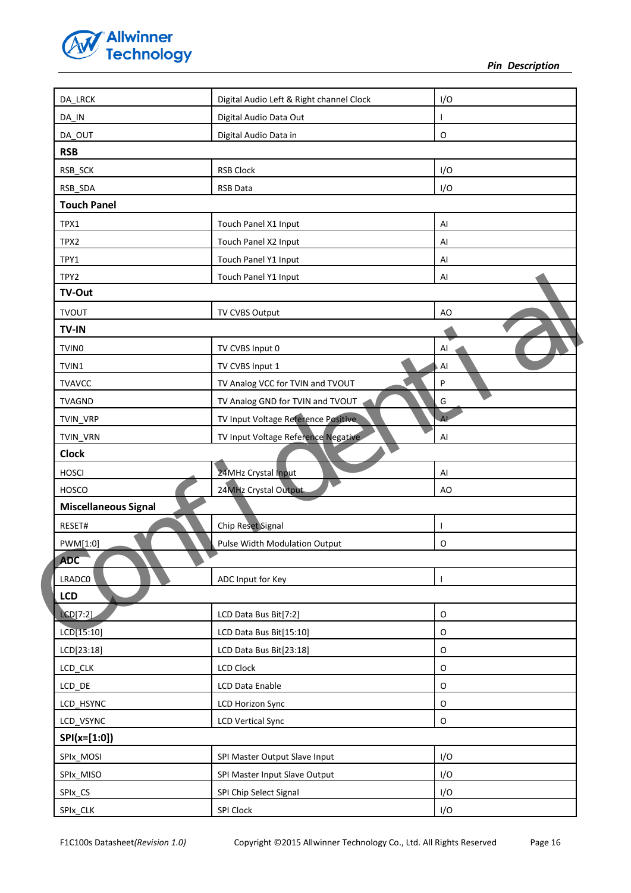| | | |
|---|---|---|
| DA_LRCK | Digital Audio Left & Right channel Clock | I/O |
| DA_IN | Digital Audio Data Out | I |
| DA_OUT | Digital Audio Data in | O |
| **RSB** | | |
| RSB_SCK | RSB Clock | I/O |
| RSB_SDA | RSB Data | I/O |
| **Touch Panel** | | |
| TPX1 | Touch Panel X1 Input | AI |
| TPX2 | Touch Panel X2 Input | AI |
| TPY1 | Touch Panel Y1 Input | AI |
| TPY2 | Touch Panel Y1 Input | AI |
| **TV-Out** | | |
| TVOUT | TV CVBS Output | AO |
| **TV-IN** | | |
| TVIN0 | TV CVBS Input 0 | AI |
| TVIN1 | TV CVBS Input 1 | AI |
| TVAVCC | TV Analog VCC for TVIN and TVOUT | P |
| TVAGND | TV Analog GND for TVIN and TVOUT | G |
| TVIN_VRP | TV Input Voltage Reference Positive | AI |
| TVIN_VRN | TV Input Voltage Reference Negative | AI |
| **Clock** | | |
| HOSCI | 24MHz Crystal Input | AI |
| HOSCO | 24MHz Crystal Output | AO |
| **Miscellaneous Signal** | | |
| RESET# | Chip Reset Signal | I |
| PWM[1:0] | Pulse Width Modulation Output | O |
| **ADC** | | |
| LRADC0 | ADC Input for Key | I |
| **LCD** | | |
| LCD[7:2] | LCD Data Bus Bit[7:2] | O |
| LCD[15:10] | LCD Data Bus Bit[15:10] | O |
| LCD[23:18] | LCD Data Bus Bit[23:18] | O |
| LCD_CLK | LCD Clock | O |
| LCD_DE | LCD Data Enable | O |
| LCD_HSYNC | LCD Horizon Sync | O |
| LCD_VSYNC | LCD Vertical Sync | O |
| **SPI(x=[1:0])** | | |
| SPIx_MOSI | SPI Master Output Slave Input | I/O |
| SPIx_MISO | SPI Master Input Slave Output | I/O |
| SPIx_CS | SPI Chip Select Signal | I/O |
| SPIx_CLK | SPI Clock | I/O |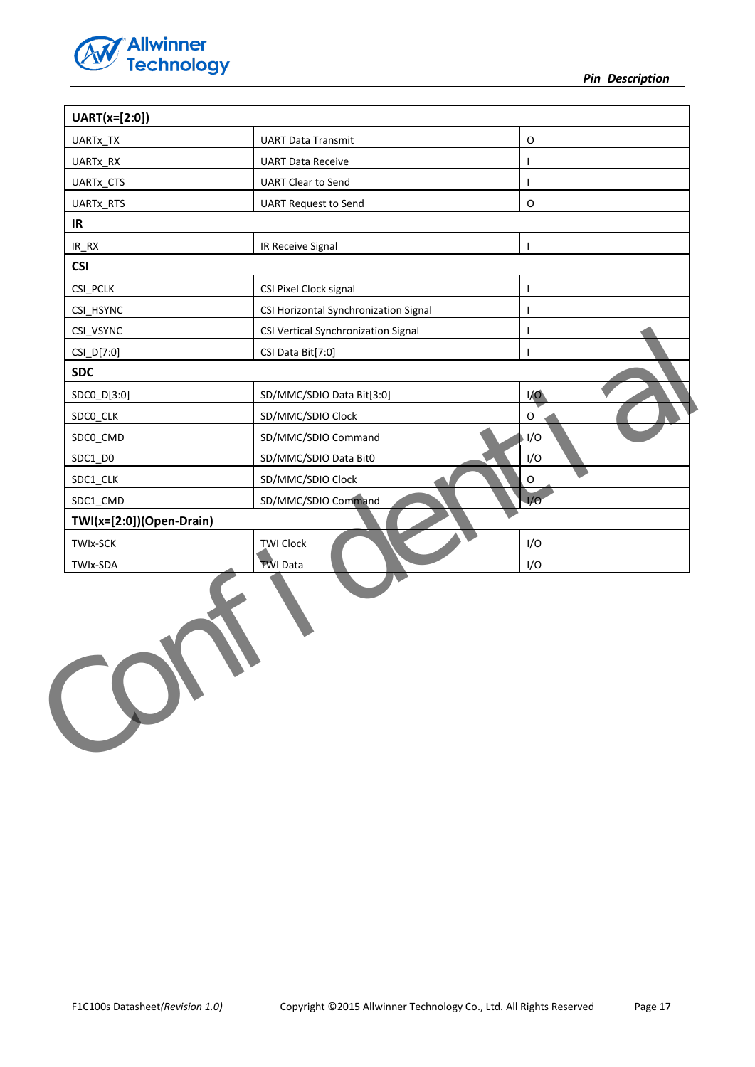| UART(x=[2:0]) | | |
|---|---|---|
| UARTx_TX | UART Data Transmit | O |
| UARTx_RX | UART Data Receive | I |
| UARTx_CTS | UART Clear to Send | I |
| UARTx_RTS | UART Request to Send | O |
| **IR** | | |
| IR_RX | IR Receive Signal | I |
| **CSI** | | |
| CSI_PCLK | CSI Pixel Clock signal | I |
| CSI_HSYNC | CSI Horizontal Synchronization Signal | I |
| CSI_VSYNC | CSI Vertical Synchronization Signal | I |
| CSI_D[7:0] | CSI Data Bit[7:0] | I |
| **SDC** | | |
| SDC0_D[3:0] | SD/MMC/SDIO Data Bit[3:0] | I/O |
| SDC0_CLK | SD/MMC/SDIO Clock | O |
| SDC0_CMD | SD/MMC/SDIO Command | I/O |
| SDC1_D0 | SD/MMC/SDIO Data Bit0 | I/O |
| SDC1_CLK | SD/MMC/SDIO Clock | O |
| SDC1_CMD | SD/MMC/SDIO Command | I/O |
| **TWI(x=[2:0])(Open-Drain)** | | |
| TWIx-SCK | TWI Clock | I/O |
| TWIx-SDA | TWI Data | I/O |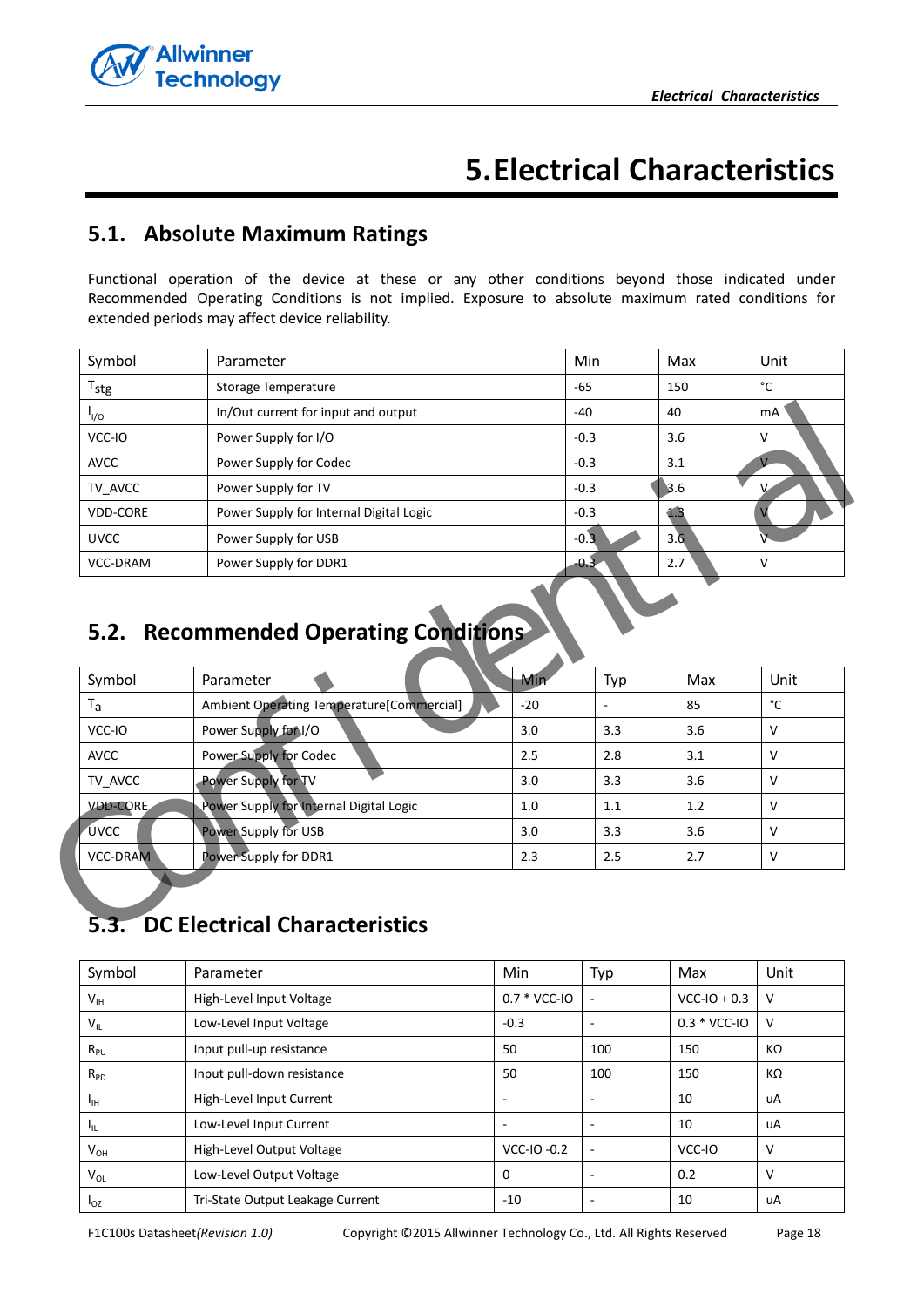# 5. Electrical Characteristics

## 5.1. Absolute Maximum Ratings

Functional operation of the device at these or any other conditions beyond those indicated under Recommended Operating Conditions is not implied. Exposure to absolute maximum rated conditions for extended periods may affect device reliability.

| Symbol | Parameter | Min | Max | Unit |
|---|---|---|---|---|
| $T_{stg}$ | Storage Temperature | -65 | 150 | °C |
| $I_{I/O}$ | In/Out current for input and output | -40 | 40 | mA |
| VCC-IO | Power Supply for I/O | -0.3 | 3.6 | V |
| AVCC | Power Supply for Codec | -0.3 | 3.1 | V |
| TV_AVCC | Power Supply for TV | -0.3 | 3.6 | V |
| VDD-CORE | Power Supply for Internal Digital Logic | -0.3 | 1.3 | V |
| UVCC | Power Supply for USB | -0.3 | 3.6 | V |
| VCC-DRAM | Power Supply for DDR1 | -0.3 | 2.7 | V |

## 5.2. Recommended Operating Conditions

| Symbol | Parameter | Min | Typ | Max | Unit |
|---|---|---|---|---|---|
| $T_a$ | Ambient Operating Temperature[Commercial] | -20 | - | 85 | °C |
| VCC-IO | Power Supply for I/O | 3.0 | 3.3 | 3.6 | V |
| AVCC | Power Supply for Codec | 2.5 | 2.8 | 3.1 | V |
| TV_AVCC | Power Supply for TV | 3.0 | 3.3 | 3.6 | V |
| VDD-CORE | Power Supply for Internal Digital Logic | 1.0 | 1.1 | 1.2 | V |
| UVCC | Power Supply for USB | 3.0 | 3.3 | 3.6 | V |
| VCC-DRAM | Power Supply for DDR1 | 2.3 | 2.5 | 2.7 | V |

## 5.3. DC Electrical Characteristics

| Symbol | Parameter | Min | Typ | Max | Unit |
|---|---|---|---|---|---|
| $V_{IH}$ | High-Level Input Voltage | 0.7 * VCC-IO | - | VCC-IO + 0.3 | V |
| $V_{IL}$ | Low-Level Input Voltage | -0.3 | - | 0.3 * VCC-IO | V |
| $R_{PU}$ | Input pull-up resistance | 50 | 100 | 150 | KΩ |
| $R_{PD}$ | Input pull-down resistance | 50 | 100 | 150 | KΩ |
| $I_{IH}$ | High-Level Input Current | - | - | 10 | uA |
| $I_{IL}$ | Low-Level Input Current | - | - | 10 | uA |
| $V_{OH}$ | High-Level Output Voltage | VCC-IO -0.2 | - | VCC-IO | V |
| $V_{OL}$ | Low-Level Output Voltage | 0 | - | 0.2 | V |
| $I_{OZ}$ | Tri-State Output Leakage Current | -10 | - | 10 | uA |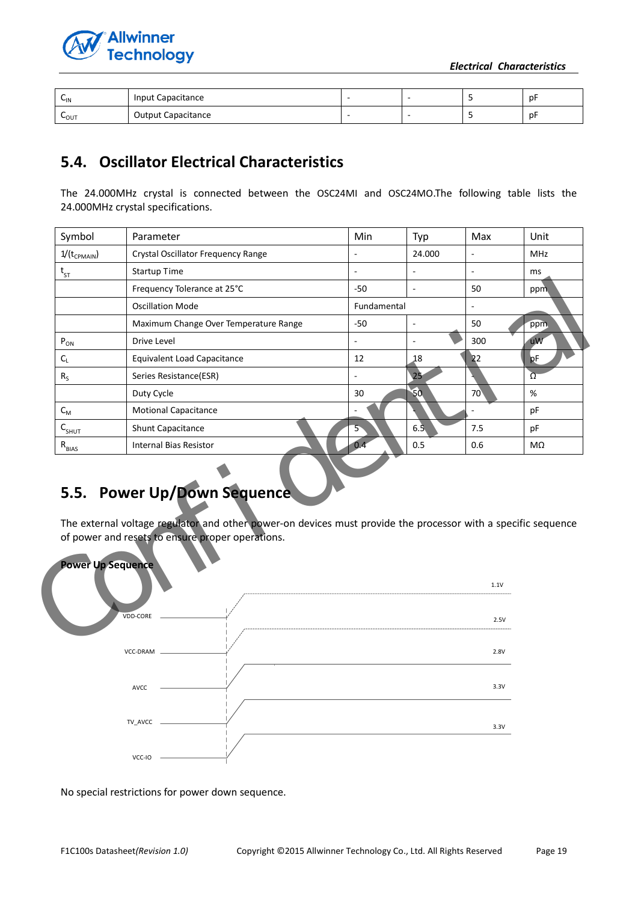| $C_{IN}$ | Input Capacitance | - | - | 5 | pF |
|---|---|---|---|---|---|
| $C_{OUT}$ | Output Capacitance | - | - | 5 | pF |

## 5.4. Oscillator Electrical Characteristics

The 24.000MHz crystal is connected between the OSC24MI and OSC24MO.The following table lists the 24.000MHz crystal specifications.

| Symbol | Parameter | Min | Typ | Max | Unit |
|---|---|---|---|---|---|
| $1/(t_{CPMAIN})$ | Crystal Oscillator Frequency Range | - | 24.000 | - | MHz |
| $t_{ST}$ | Startup Time | - | - | - | ms |
| | Frequency Tolerance at 25°C | -50 | - | 50 | ppm |
| | Oscillation Mode | Fundamental | | - | |
| | Maximum Change Over Temperature Range | -50 | - | 50 | ppm |
| $P_{ON}$ | Drive Level | - | - | 300 | uW |
| $C_L$ | Equivalent Load Capacitance | 12 | 18 | 22 | pF |
| $R_S$ | Series Resistance(ESR) | - | 25 | - | Ω |
| | Duty Cycle | 30 | 50 | 70 | % |
| $C_M$ | Motional Capacitance | - | - | - | pF |
| $C_{SHUT}$ | Shunt Capacitance | 5 | 6.5 | 7.5 | pF |
| $R_{BIAS}$ | Internal Bias Resistor | 0.4 | 0.5 | 0.6 | MΩ |

## 5.5. Power Up/Down Sequence

The external voltage regulator and other power-on devices must provide the processor with a specific sequence of power and resets to ensure proper operations.

**Power Up Sequence**

VDD-CORE: 1.1V
VCC-DRAM: 2.5V
AVCC: 2.8V
TV_AVCC: 3.3V
VCC-IO: 3.3V

No special restrictions for power down sequence.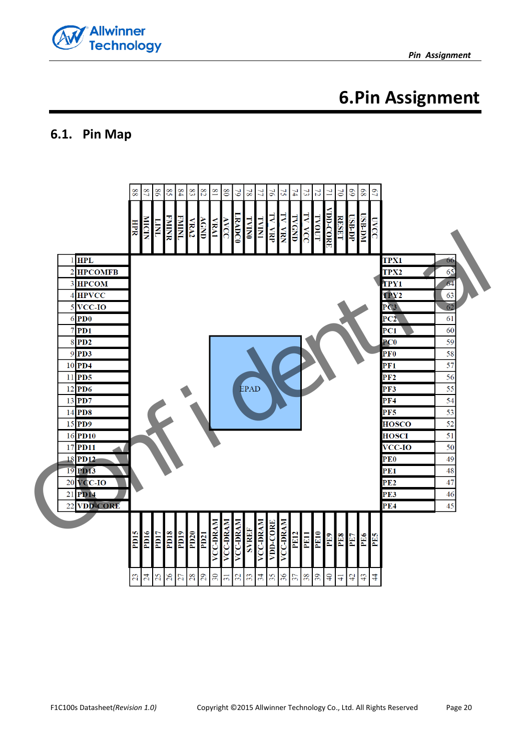# 6. Pin Assignment

## 6.1. Pin Map

| Pin | Name | Pin | Name |
|---|---|---|---|
| 1 | HPL | 45 | PE4 |
| 2 | HPCOMFB | 46 | PE3 |
| 3 | HPCOM | 47 | PE2 |
| 4 | HPVCC | 48 | PE1 |
| 5 | VCC-IO | 49 | PE0 |
| 6 | PD0 | 50 | VCC-IO |
| 7 | PD1 | 51 | HOSCI |
| 8 | PD2 | 52 | HOSCO |
| 9 | PD3 | 53 | PF5 |
| 10 | PD4 | 54 | PF4 |
| 11 | PD5 | 55 | PF3 |
| 12 | PD6 | 56 | PF2 |
| 13 | PD7 | 57 | PF1 |
| 14 | PD8 | 58 | PF0 |
| 15 | PD9 | 59 | PC0 |
| 16 | PD10 | 60 | PC1 |
| 17 | PD11 | 61 | PC2 |
| 18 | PD12 | 62 | PC3 |
| 19 | PD13 | 63 | TPY2 |
| 20 | VCC-IO | 64 | TPY1 |
| 21 | PD14 | 65 | TPX2 |
| 22 | VDD-CORE | 66 | TPX1 |
| 23 | PD15 | 67 | UVCC |
| 24 | PD16 | 68 | USB-DM |
| 25 | PD17 | 69 | USB-DP |
| 26 | PD18 | 70 | RESET |
| 27 | PD19 | 71 | VDD-CORE |
| 28 | PD20 | 72 | TVOUT |
| 29 | PD21 | 73 | TV_VCC |
| 30 | VCC-DRAM | 74 | TVGND |
| 31 | VCC-DRAM | 75 | TV_VRN |
| 32 | VCC-DRAM | 76 | TV_VRP |
| 33 | SVREF | 77 | TVIN1 |
| 34 | VCC-DRAM | 78 | TVIN0 |
| 35 | VDD-CORE | 79 | LRADC0 |
| 36 | VCC-DRAM | 80 | AVCC |
| 37 | PE12 | 81 | VRA1 |
| 38 | PE11 | 82 | AGND |
| 39 | PE10 | 83 | VRA2 |
| 40 | PE9 | 84 | FMINL |
| 41 | PE8 | 85 | FMINR |
| 42 | PE7 | 86 | LINL |
| 43 | PE6 | 87 | MICIN |
| 44 | PE5 | 88 | HPR |

EPAD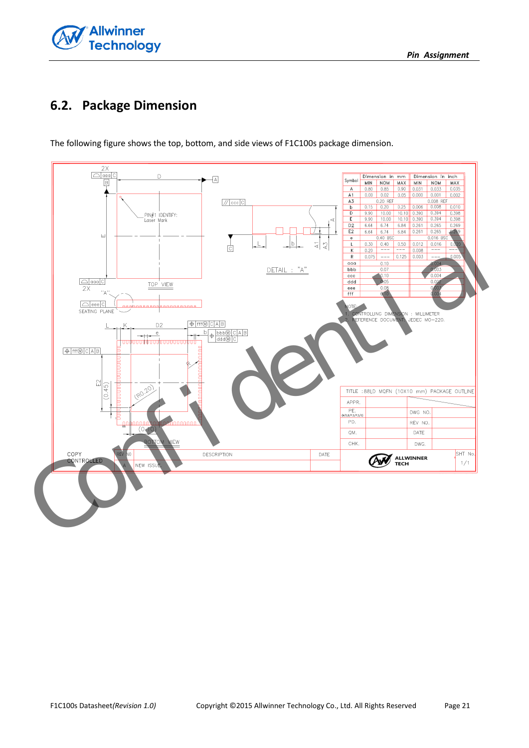## 6.2. Package Dimension

The following figure shows the top, bottom, and side views of F1C100s package dimension.

| Symbol | Dimension in mm | | | Dimension in inch | | |
|---|---|---|---|---|---|---|
| | MIN | NOM | MAX | MIN | NOM | MAX |
| A | 0.80 | 0.85 | 0.90 | 0.031 | 0.033 | 0.035 |
| A1 | 0.00 | 0.02 | 0.05 | 0.000 | 0.001 | 0.002 |
| A3 | | 0.20 REF | | | 0.008 REF | |
| b | 0.15 | 0.20 | 0.25 | 0.006 | 0.008 | 0.010 |
| D | 9.90 | 10.00 | 10.10 | 0.390 | 0.394 | 0.398 |
| E | 9.90 | 10.00 | 10.10 | 0.390 | 0.394 | 0.398 |
| D2 | 6.64 | 6.74 | 6.84 | 0.261 | 0.265 | 0.269 |
| E2 | 6.64 | 6.74 | 6.84 | 0.261 | 0.265 | 0.269 |
| e | | 0.40 BSC | | | 0.016 BSC | |
| L | 0.30 | 0.40 | 0.50 | 0.012 | 0.016 | 0.020 |
| K | 0.20 | --- | --- | 0.008 | --- | --- |
| R | 0.075 | --- | 0.125 | 0.003 | --- | 0.005 |
| aaa | | 0.10 | | | 0.004 | |
| bbb | | 0.07 | | | 0.003 | |
| ccc | | 0.10 | | | 0.004 | |
| ddd | | 0.05 | | | 0.002 | |
| eee | | 0.08 | | | 0.003 | |
| fff | | 0.10 | | | 0.004 | |

NOTE:
1. CONTROLLING DIMENSION : MILLIMETER
2. REFERENCE DOCUMENT : JEDEC MO-220.

TOP VIEW

PIN#1 IDENTIFY: Laser Mark

SEATING PLANE

DETAIL : "A"

BOTTOM VIEW

(R0.20)

(0.45)

(0.10)

TITLE : 88LD MQFN (10X10 mm) PACKAGE OUTLINE

APPR. | PE. | PD. | QM. | CHK. | DWG NO. | REV NO. | DATE | DWG.

COPY CONTROLLED

| REV NO | DESCRIPTION | DATE |
|---|---|---|
| A | NEW ISSUE | |

ALLWINNER TECH

SHT No. 1/1